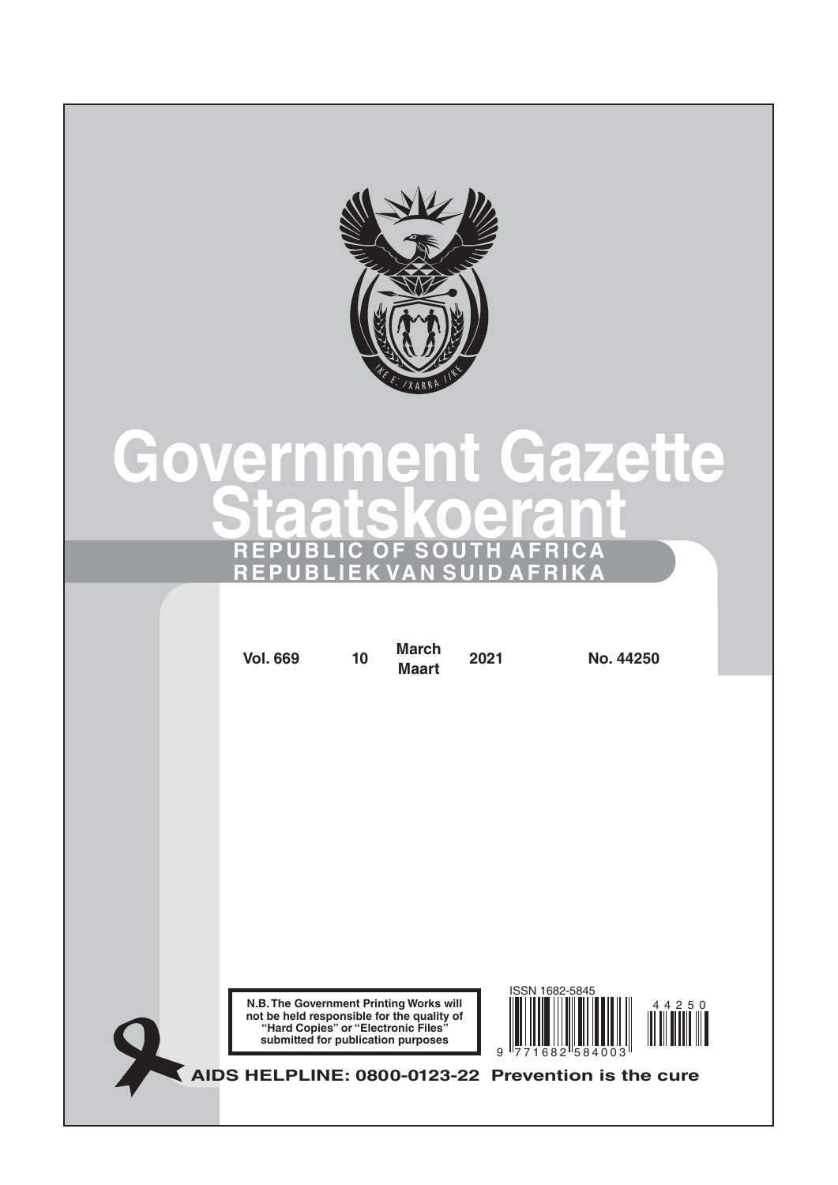# Government Gazette
# Staatskoerant

**REPUBLIC OF SOUTH AFRICA**
**REPUBLIEK VAN SUID AFRIKA**

| | | | | |
|---|---|---|---|---|
| **Vol. 669** | **10** | **March Maart** | **2021** | **No. 44250** |

**N.B. The Government Printing Works will not be held responsible for the quality of "Hard Copies" or "Electronic Files" submitted for publication purposes**

ISSN 1682-5845

9 771682 584003

4 4 2 5 0

**AIDS HELPLINE: 0800-0123-22 Prevention is the cure**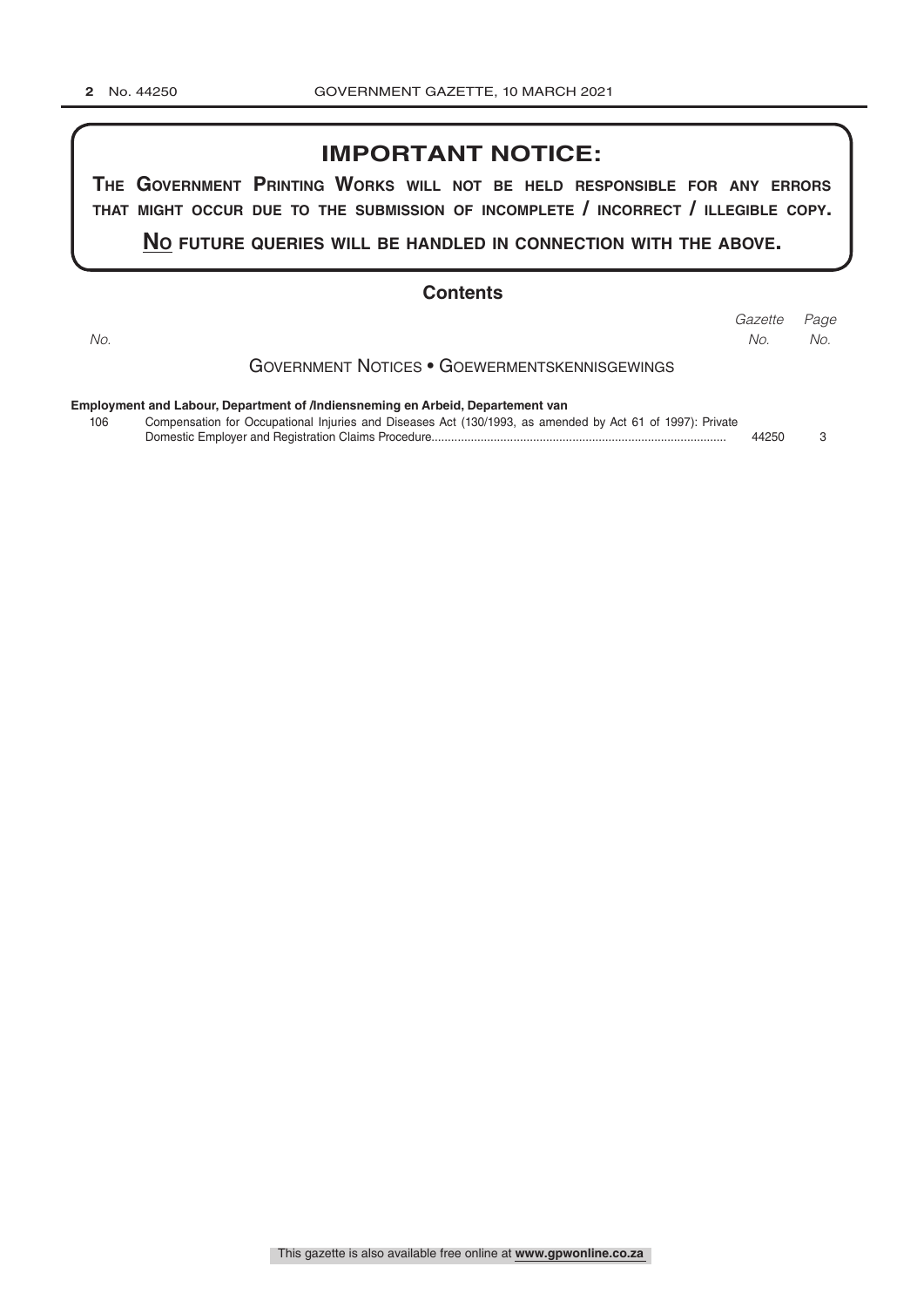## IMPORTANT NOTICE:

**THE GOVERNMENT PRINTING WORKS WILL NOT BE HELD RESPONSIBLE FOR ANY ERRORS THAT MIGHT OCCUR DUE TO THE SUBMISSION OF INCOMPLETE / INCORRECT / ILLEGIBLE COPY.**

**NO FUTURE QUERIES WILL BE HANDLED IN CONNECTION WITH THE ABOVE.**

## Contents

| *No.* | | *Gazette No.* | *Page No.* |
|---|---|---|---|
| | **GOVERNMENT NOTICES • GOEWERMENTSKENNISGEWINGS** | | |
| | **Employment and Labour, Department of /Indiensneming en Arbeid, Departement van** | | |
| 106 | Compensation for Occupational Injuries and Diseases Act (130/1993, as amended by Act 61 of 1997): Private Domestic Employer and Registration Claims Procedure | 44250 | 3 |

This gazette is also available free online at **www.gpwonline.co.za**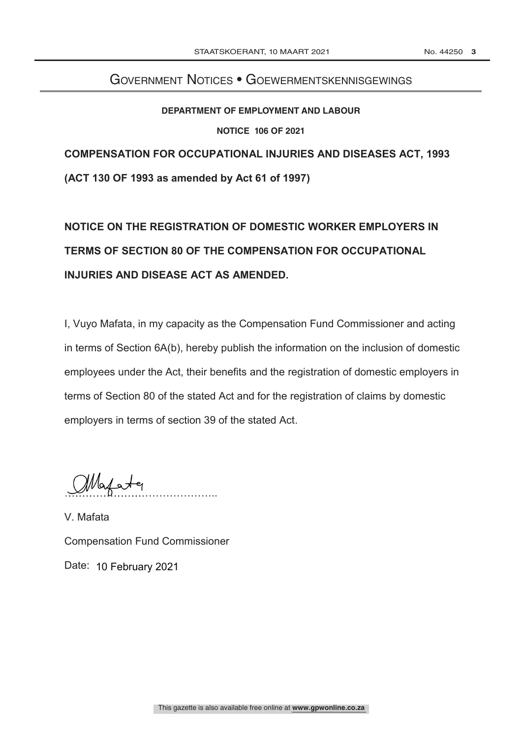# Government Notices • Goewermentskennisgewings

**DEPARTMENT OF EMPLOYMENT AND LABOUR**

**NOTICE 106 OF 2021**

## COMPENSATION FOR OCCUPATIONAL INJURIES AND DISEASES ACT, 1993

**(ACT 130 OF 1993 as amended by Act 61 of 1997)**

## NOTICE ON THE REGISTRATION OF DOMESTIC WORKER EMPLOYERS IN TERMS OF SECTION 80 OF THE COMPENSATION FOR OCCUPATIONAL INJURIES AND DISEASE ACT AS AMENDED.

I, Vuyo Mafata, in my capacity as the Compensation Fund Commissioner and acting in terms of Section 6A(b), hereby publish the information on the inclusion of domestic employees under the Act, their benefits and the registration of domestic employers in terms of Section 80 of the stated Act and for the registration of claims by domestic employers in terms of section 39 of the stated Act.

……………………………………..

V. Mafata

Compensation Fund Commissioner

Date: 10 February 2021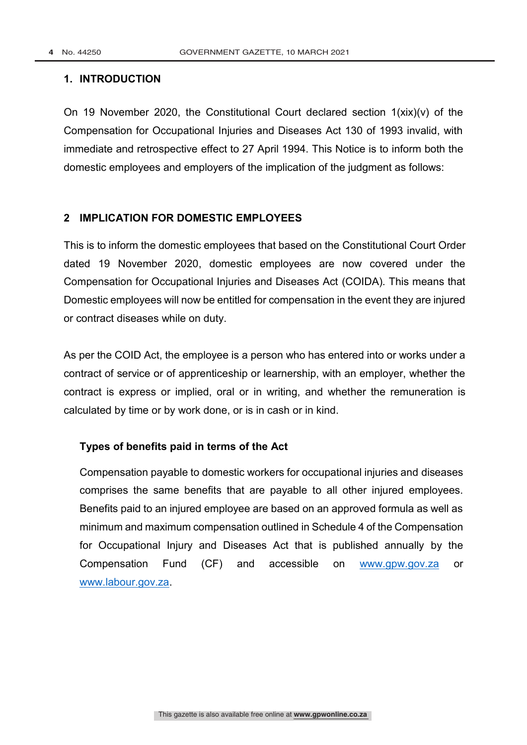## 1. INTRODUCTION

On 19 November 2020, the Constitutional Court declared section 1(xix)(v) of the Compensation for Occupational Injuries and Diseases Act 130 of 1993 invalid, with immediate and retrospective effect to 27 April 1994. This Notice is to inform both the domestic employees and employers of the implication of the judgment as follows:

## 2 IMPLICATION FOR DOMESTIC EMPLOYEES

This is to inform the domestic employees that based on the Constitutional Court Order dated 19 November 2020, domestic employees are now covered under the Compensation for Occupational Injuries and Diseases Act (COIDA). This means that Domestic employees will now be entitled for compensation in the event they are injured or contract diseases while on duty.

As per the COID Act, the employee is a person who has entered into or works under a contract of service or of apprenticeship or learnership, with an employer, whether the contract is express or implied, oral or in writing, and whether the remuneration is calculated by time or by work done, or is in cash or in kind.

### Types of benefits paid in terms of the Act

Compensation payable to domestic workers for occupational injuries and diseases comprises the same benefits that are payable to all other injured employees. Benefits paid to an injured employee are based on an approved formula as well as minimum and maximum compensation outlined in Schedule 4 of the Compensation for Occupational Injury and Diseases Act that is published annually by the Compensation Fund (CF) and accessible on www.gpw.gov.za or www.labour.gov.za.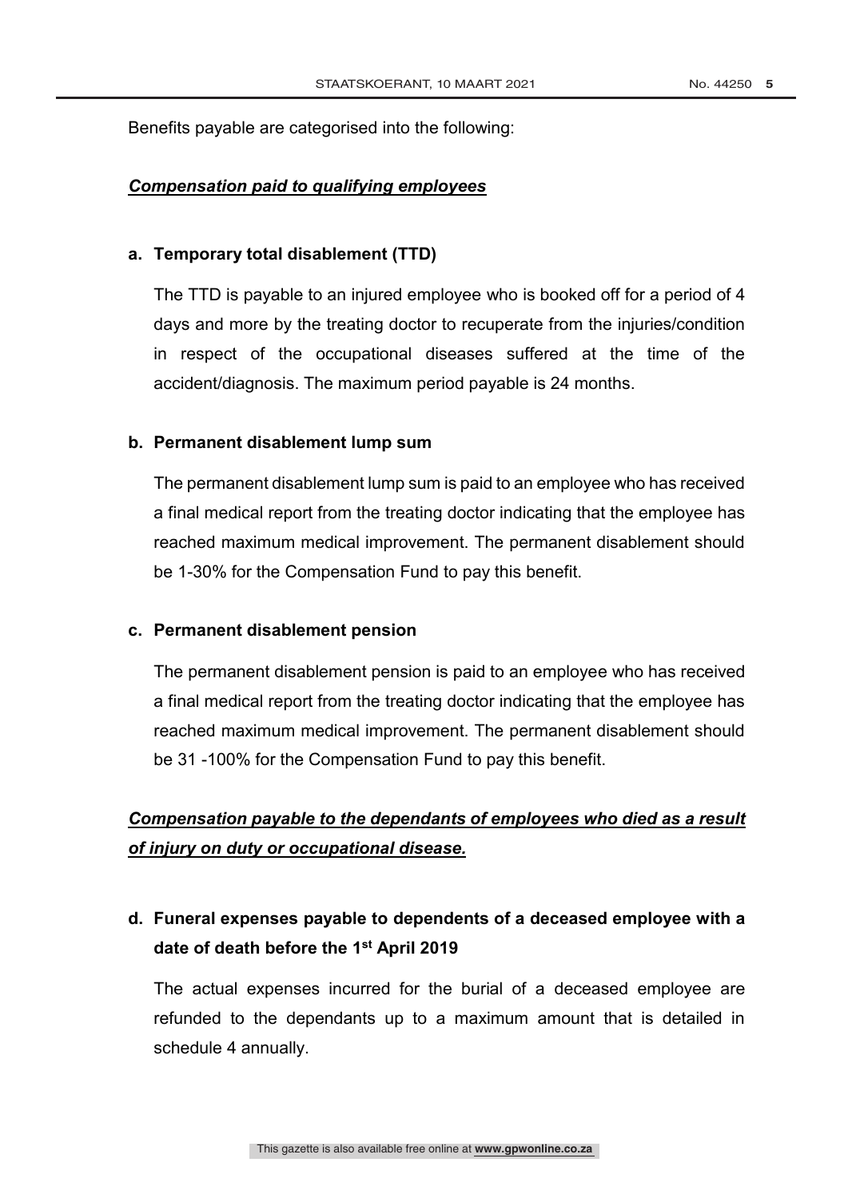Benefits payable are categorised into the following:

***<u>Compensation paid to qualifying employees</u>***

**a. Temporary total disablement (TTD)**

The TTD is payable to an injured employee who is booked off for a period of 4 days and more by the treating doctor to recuperate from the injuries/condition in respect of the occupational diseases suffered at the time of the accident/diagnosis. The maximum period payable is 24 months.

**b. Permanent disablement lump sum**

The permanent disablement lump sum is paid to an employee who has received a final medical report from the treating doctor indicating that the employee has reached maximum medical improvement. The permanent disablement should be 1-30% for the Compensation Fund to pay this benefit.

**c. Permanent disablement pension**

The permanent disablement pension is paid to an employee who has received a final medical report from the treating doctor indicating that the employee has reached maximum medical improvement. The permanent disablement should be 31 -100% for the Compensation Fund to pay this benefit.

***<u>Compensation payable to the dependants of employees who died as a result of injury on duty or occupational disease.</u>***

**d. Funeral expenses payable to dependents of a deceased employee with a date of death before the 1st April 2019**

The actual expenses incurred for the burial of a deceased employee are refunded to the dependants up to a maximum amount that is detailed in schedule 4 annually.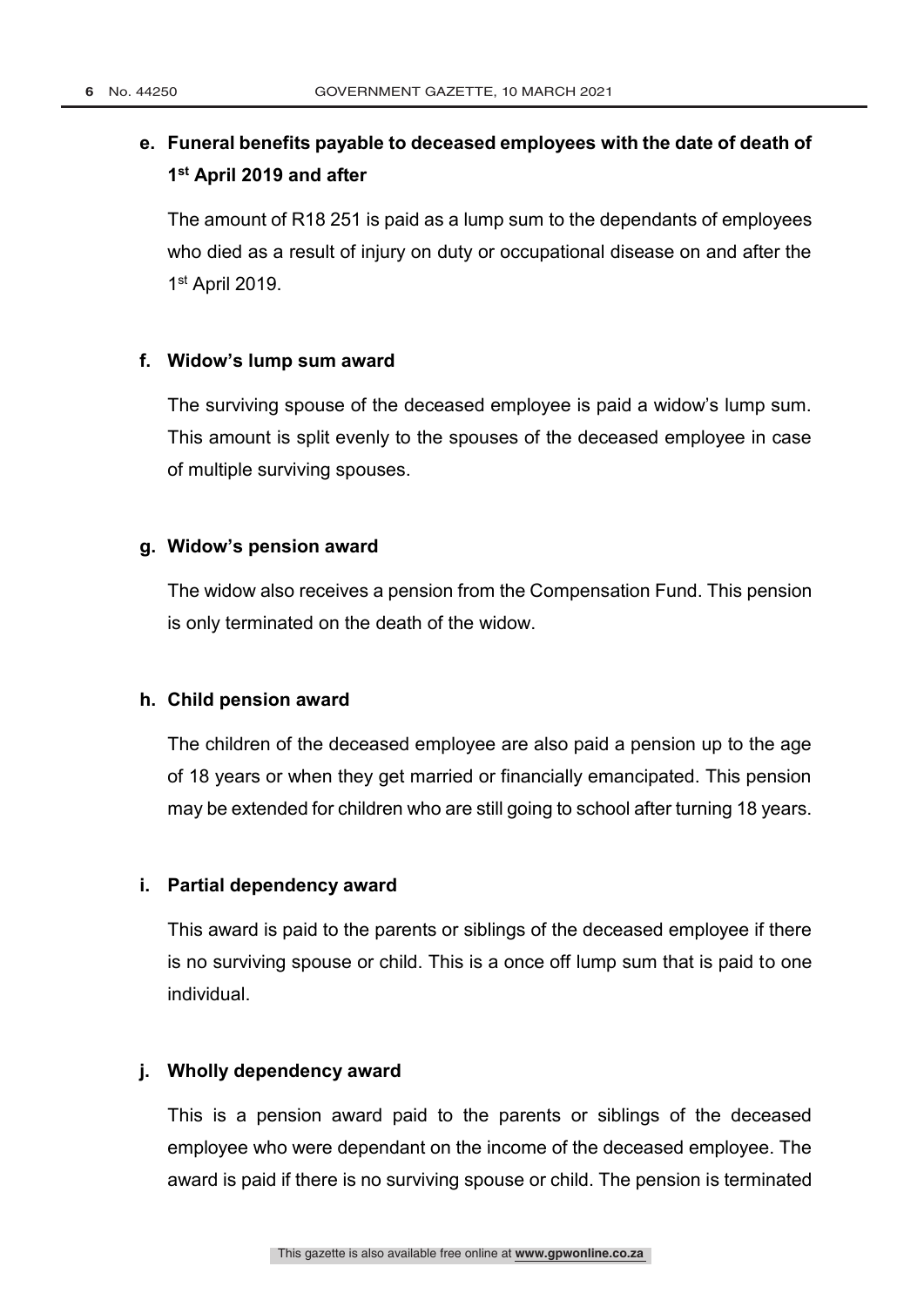**e. Funeral benefits payable to deceased employees with the date of death of 1st April 2019 and after**

The amount of R18 251 is paid as a lump sum to the dependants of employees who died as a result of injury on duty or occupational disease on and after the 1st April 2019.

**f. Widow's lump sum award**

The surviving spouse of the deceased employee is paid a widow's lump sum. This amount is split evenly to the spouses of the deceased employee in case of multiple surviving spouses.

**g. Widow's pension award**

The widow also receives a pension from the Compensation Fund. This pension is only terminated on the death of the widow.

**h. Child pension award**

The children of the deceased employee are also paid a pension up to the age of 18 years or when they get married or financially emancipated. This pension may be extended for children who are still going to school after turning 18 years.

**i. Partial dependency award**

This award is paid to the parents or siblings of the deceased employee if there is no surviving spouse or child. This is a once off lump sum that is paid to one individual.

**j. Wholly dependency award**

This is a pension award paid to the parents or siblings of the deceased employee who were dependant on the income of the deceased employee. The award is paid if there is no surviving spouse or child. The pension is terminated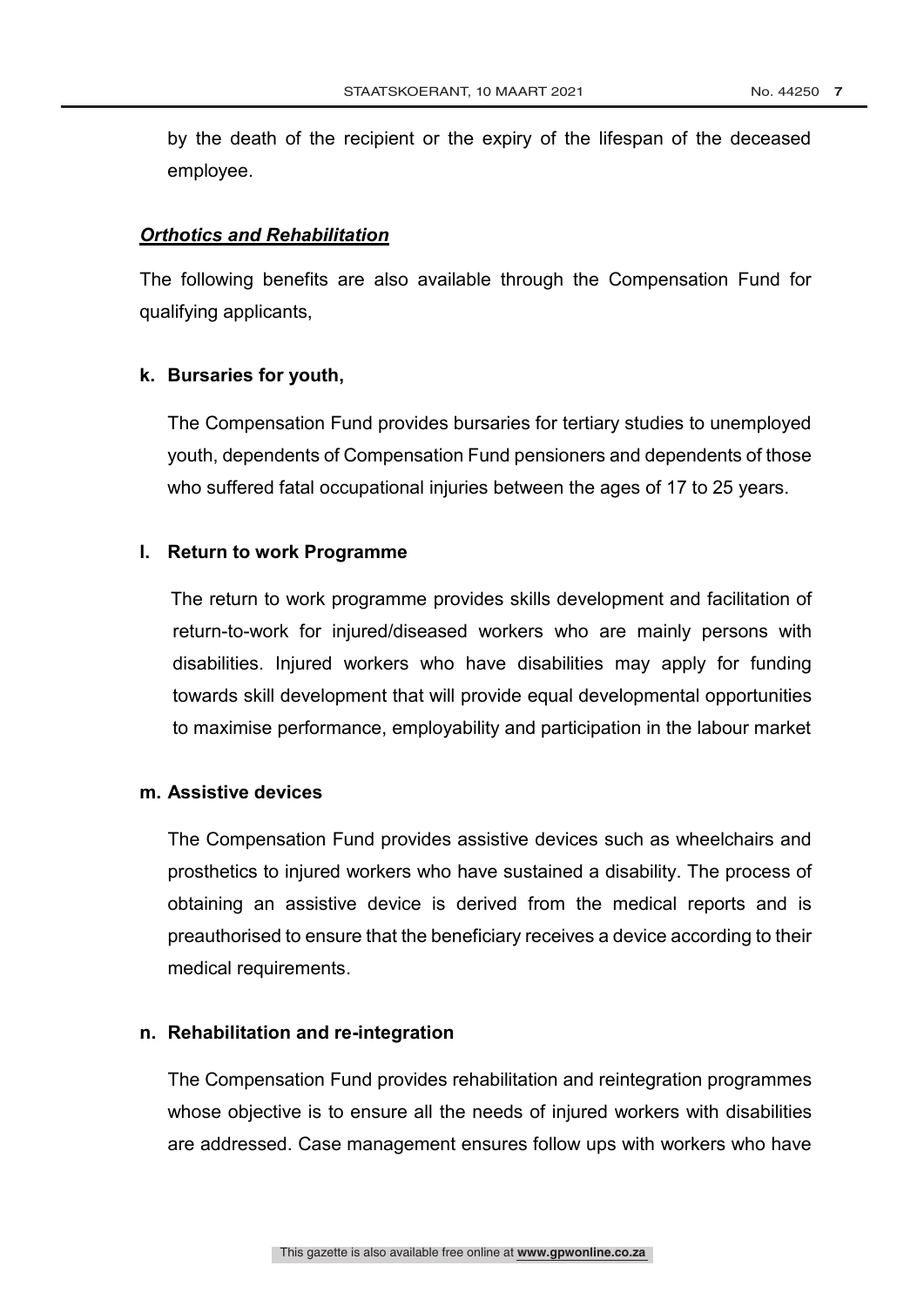by the death of the recipient or the expiry of the lifespan of the deceased employee.

***Orthotics and Rehabilitation***

The following benefits are also available through the Compensation Fund for qualifying applicants,

**k. Bursaries for youth,**

The Compensation Fund provides bursaries for tertiary studies to unemployed youth, dependents of Compensation Fund pensioners and dependents of those who suffered fatal occupational injuries between the ages of 17 to 25 years.

**l. Return to work Programme**

The return to work programme provides skills development and facilitation of return-to-work for injured/diseased workers who are mainly persons with disabilities. Injured workers who have disabilities may apply for funding towards skill development that will provide equal developmental opportunities to maximise performance, employability and participation in the labour market

**m. Assistive devices**

The Compensation Fund provides assistive devices such as wheelchairs and prosthetics to injured workers who have sustained a disability. The process of obtaining an assistive device is derived from the medical reports and is preauthorised to ensure that the beneficiary receives a device according to their medical requirements.

**n. Rehabilitation and re-integration**

The Compensation Fund provides rehabilitation and reintegration programmes whose objective is to ensure all the needs of injured workers with disabilities are addressed. Case management ensures follow ups with workers who have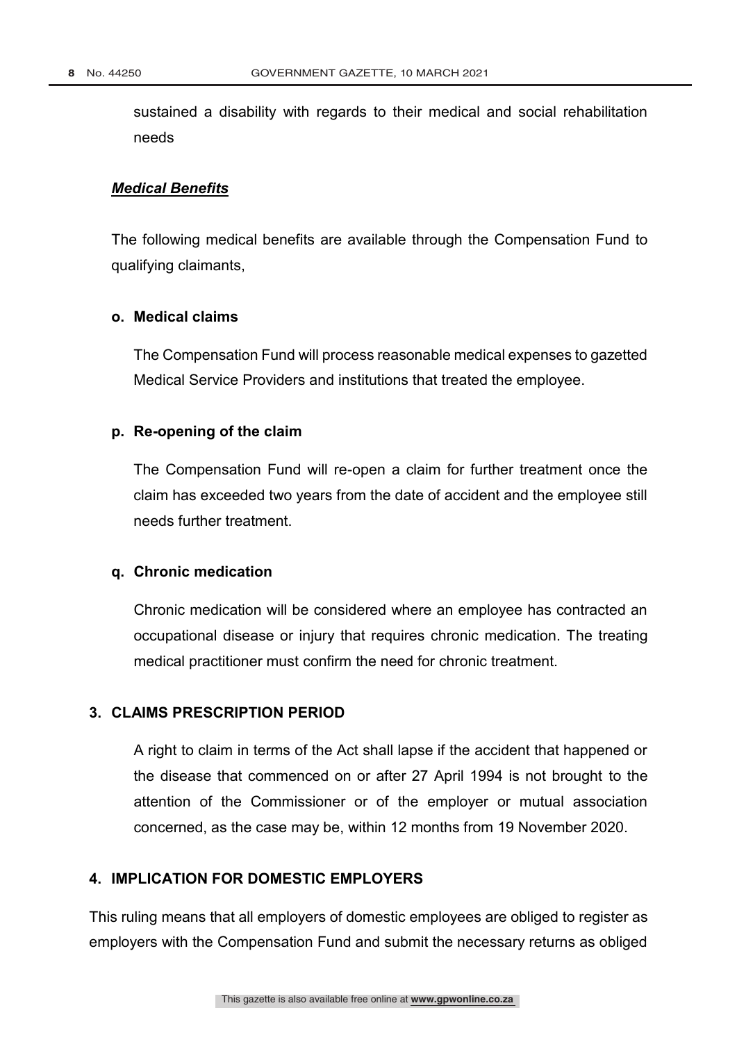sustained a disability with regards to their medical and social rehabilitation needs

***Medical Benefits***

The following medical benefits are available through the Compensation Fund to qualifying claimants,

**o. Medical claims**

The Compensation Fund will process reasonable medical expenses to gazetted Medical Service Providers and institutions that treated the employee.

**p. Re-opening of the claim**

The Compensation Fund will re-open a claim for further treatment once the claim has exceeded two years from the date of accident and the employee still needs further treatment.

**q. Chronic medication**

Chronic medication will be considered where an employee has contracted an occupational disease or injury that requires chronic medication. The treating medical practitioner must confirm the need for chronic treatment.

## 3. CLAIMS PRESCRIPTION PERIOD

A right to claim in terms of the Act shall lapse if the accident that happened or the disease that commenced on or after 27 April 1994 is not brought to the attention of the Commissioner or of the employer or mutual association concerned, as the case may be, within 12 months from 19 November 2020.

## 4. IMPLICATION FOR DOMESTIC EMPLOYERS

This ruling means that all employers of domestic employees are obliged to register as employers with the Compensation Fund and submit the necessary returns as obliged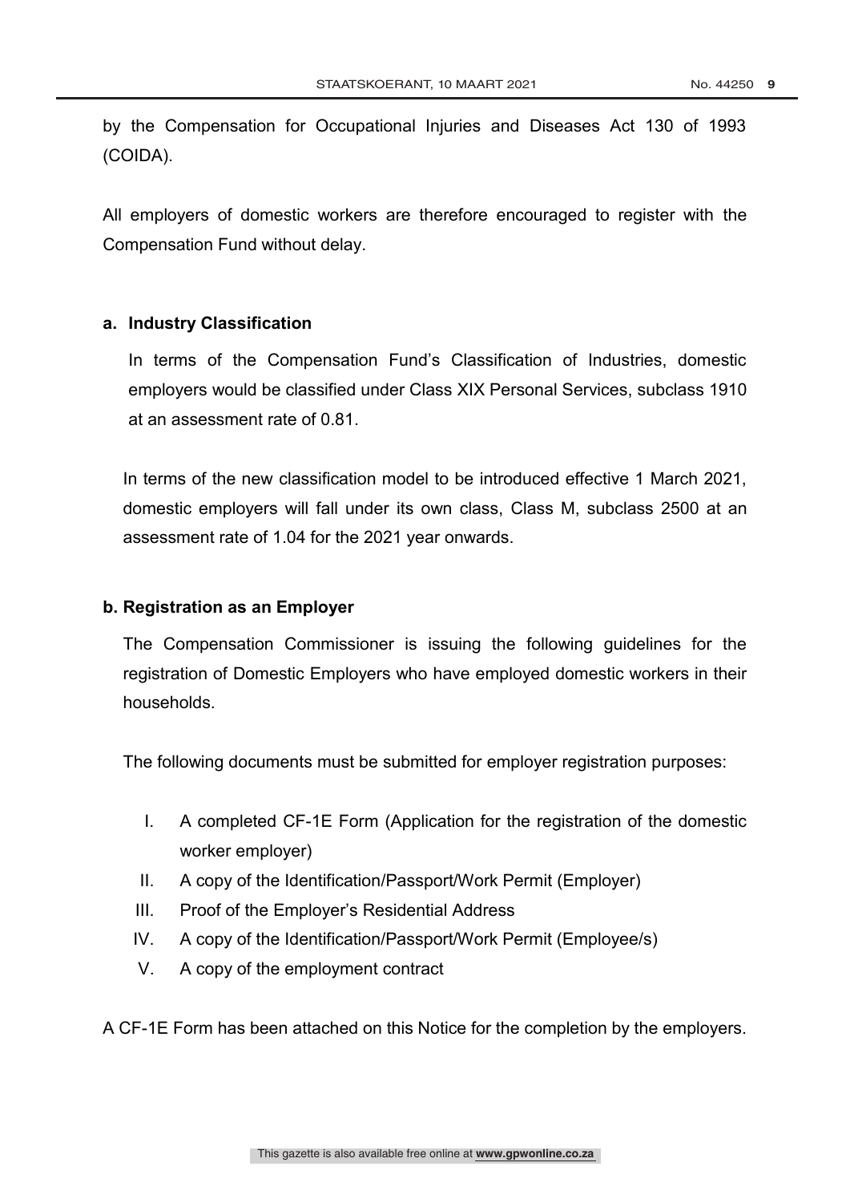by the Compensation for Occupational Injuries and Diseases Act 130 of 1993 (COIDA).

All employers of domestic workers are therefore encouraged to register with the Compensation Fund without delay.

**a. Industry Classification**

In terms of the Compensation Fund's Classification of Industries, domestic employers would be classified under Class XIX Personal Services, subclass 1910 at an assessment rate of 0.81.

In terms of the new classification model to be introduced effective 1 March 2021, domestic employers will fall under its own class, Class M, subclass 2500 at an assessment rate of 1.04 for the 2021 year onwards.

**b. Registration as an Employer**

The Compensation Commissioner is issuing the following guidelines for the registration of Domestic Employers who have employed domestic workers in their households.

The following documents must be submitted for employer registration purposes:

I. A completed CF-1E Form (Application for the registration of the domestic worker employer)
II. A copy of the Identification/Passport/Work Permit (Employer)
III. Proof of the Employer's Residential Address
IV. A copy of the Identification/Passport/Work Permit (Employee/s)
V. A copy of the employment contract

A CF-1E Form has been attached on this Notice for the completion by the employers.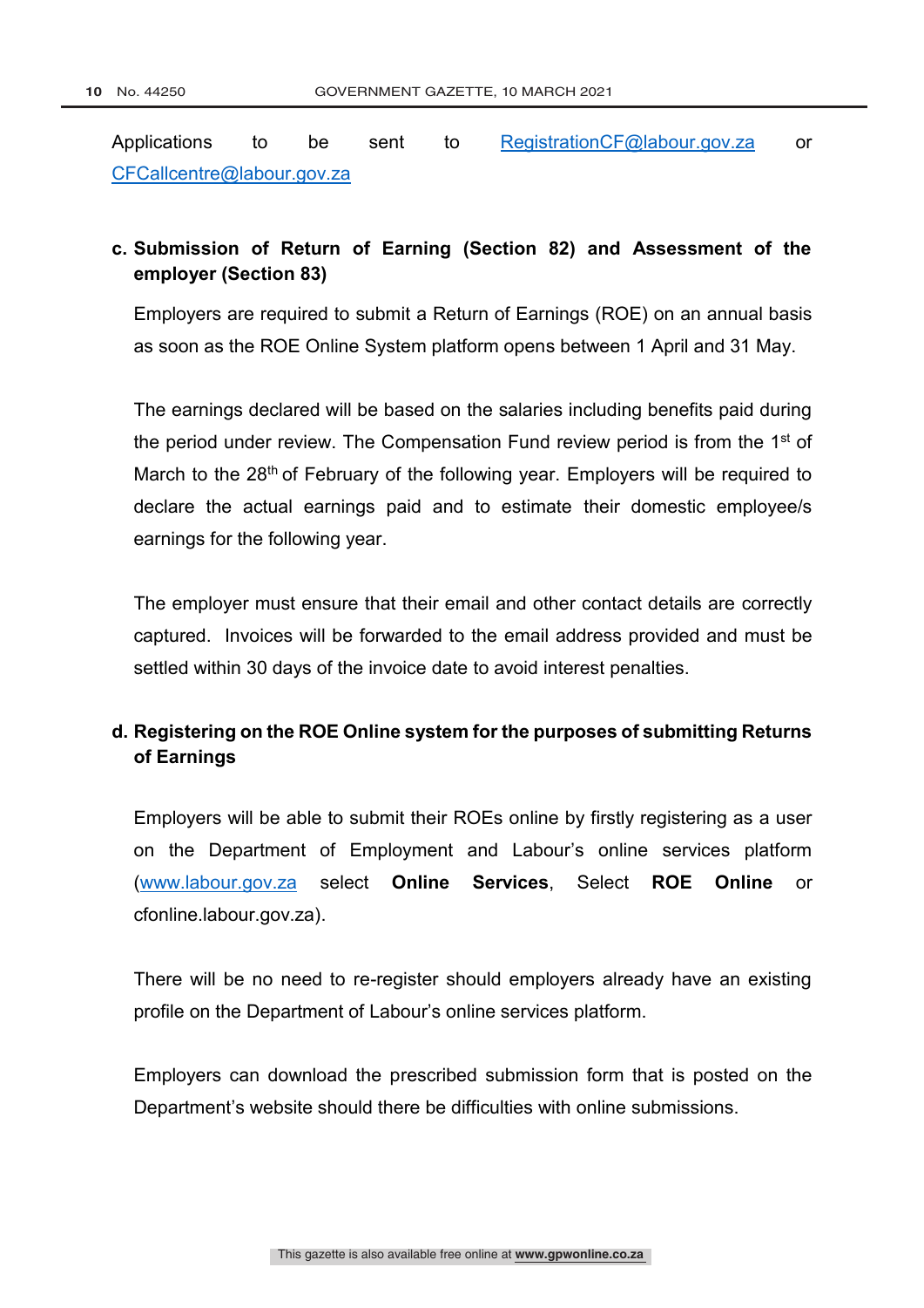Applications to be sent to RegistrationCF@labour.gov.za or CFCallcentre@labour.gov.za

**c. Submission of Return of Earning (Section 82) and Assessment of the employer (Section 83)**

Employers are required to submit a Return of Earnings (ROE) on an annual basis as soon as the ROE Online System platform opens between 1 April and 31 May.

The earnings declared will be based on the salaries including benefits paid during the period under review. The Compensation Fund review period is from the 1st of March to the 28th of February of the following year. Employers will be required to declare the actual earnings paid and to estimate their domestic employee/s earnings for the following year.

The employer must ensure that their email and other contact details are correctly captured. Invoices will be forwarded to the email address provided and must be settled within 30 days of the invoice date to avoid interest penalties.

**d. Registering on the ROE Online system for the purposes of submitting Returns of Earnings**

Employers will be able to submit their ROEs online by firstly registering as a user on the Department of Employment and Labour's online services platform (www.labour.gov.za select **Online Services**, Select **ROE Online** or cfonline.labour.gov.za).

There will be no need to re-register should employers already have an existing profile on the Department of Labour's online services platform.

Employers can download the prescribed submission form that is posted on the Department's website should there be difficulties with online submissions.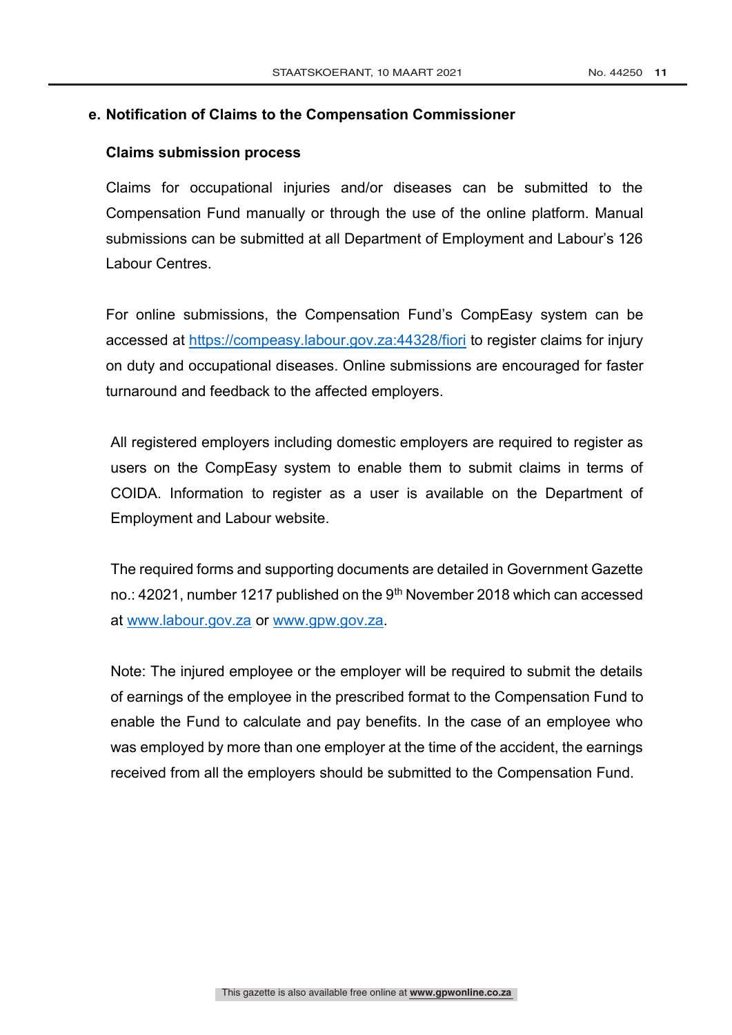## e. Notification of Claims to the Compensation Commissioner

### Claims submission process

Claims for occupational injuries and/or diseases can be submitted to the Compensation Fund manually or through the use of the online platform. Manual submissions can be submitted at all Department of Employment and Labour's 126 Labour Centres.

For online submissions, the Compensation Fund's CompEasy system can be accessed at https://compeasy.labour.gov.za:44328/fiori to register claims for injury on duty and occupational diseases. Online submissions are encouraged for faster turnaround and feedback to the affected employers.

All registered employers including domestic employers are required to register as users on the CompEasy system to enable them to submit claims in terms of COIDA. Information to register as a user is available on the Department of Employment and Labour website.

The required forms and supporting documents are detailed in Government Gazette no.: 42021, number 1217 published on the 9th November 2018 which can accessed at www.labour.gov.za or www.gpw.gov.za.

Note: The injured employee or the employer will be required to submit the details of earnings of the employee in the prescribed format to the Compensation Fund to enable the Fund to calculate and pay benefits. In the case of an employee who was employed by more than one employer at the time of the accident, the earnings received from all the employers should be submitted to the Compensation Fund.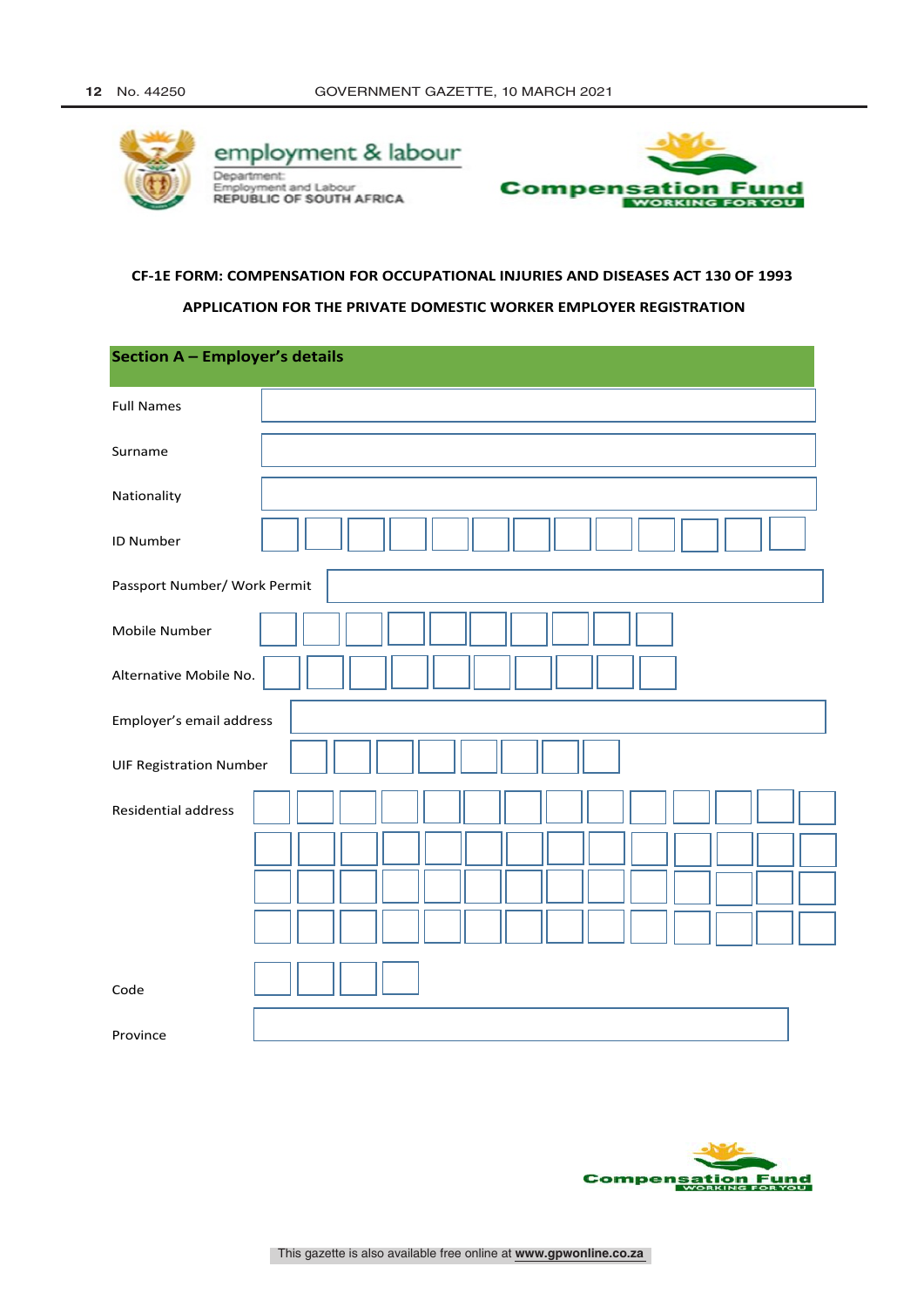employment & labour

Department:
Employment and Labour
REPUBLIC OF SOUTH AFRICA

Compensation Fund
WORKING FOR YOU

**CF-1E FORM: COMPENSATION FOR OCCUPATIONAL INJURIES AND DISEASES ACT 130 OF 1993**

**APPLICATION FOR THE PRIVATE DOMESTIC WORKER EMPLOYER REGISTRATION**

## Section A – Employer's details

| | |
|---|---|
| Full Names | |
| Surname | |
| Nationality | |
| ID Number | |
| Passport Number/ Work Permit | |
| Mobile Number | |
| Alternative Mobile No. | |
| Employer's email address | |
| UIF Registration Number | |
| Residential address | |
| Code | |
| Province | |

Compensation Fund
WORKING FOR YOU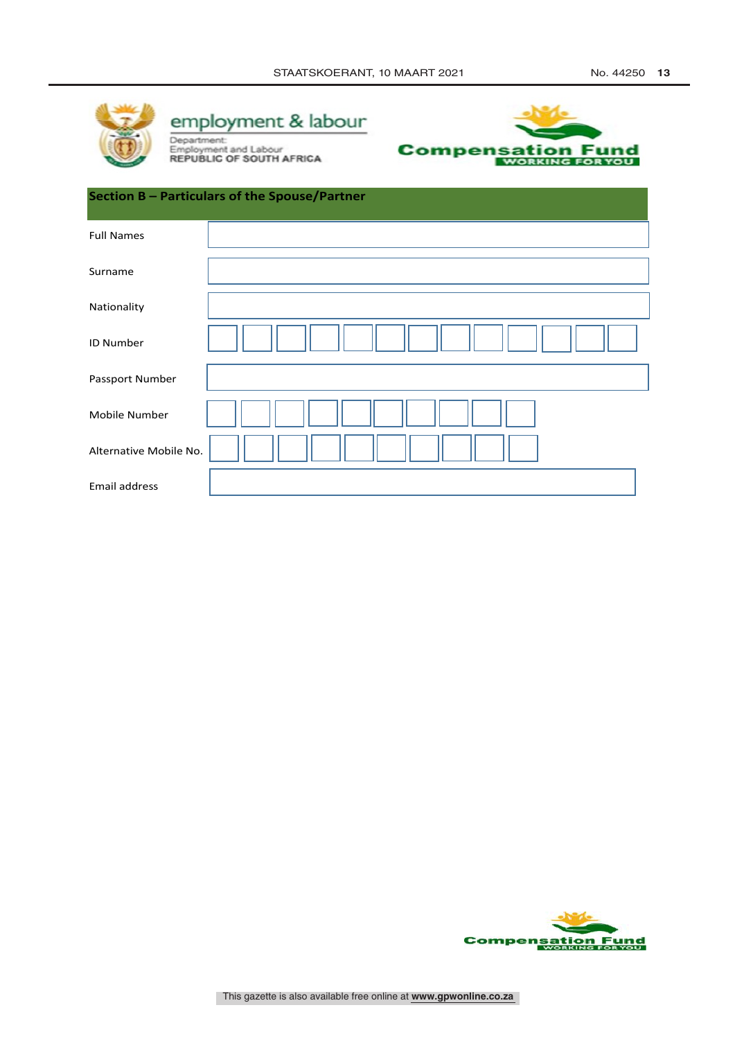employment & labour

Department:
Employment and Labour
REPUBLIC OF SOUTH AFRICA

Compensation Fund
WORKING FOR YOU

## Section B – Particulars of the Spouse/Partner

| | |
|---|---|
| Full Names | |
| Surname | |
| Nationality | |
| ID Number | |
| Passport Number | |
| Mobile Number | |
| Alternative Mobile No. | |
| Email address | |

Compensation Fund
WORKING FOR YOU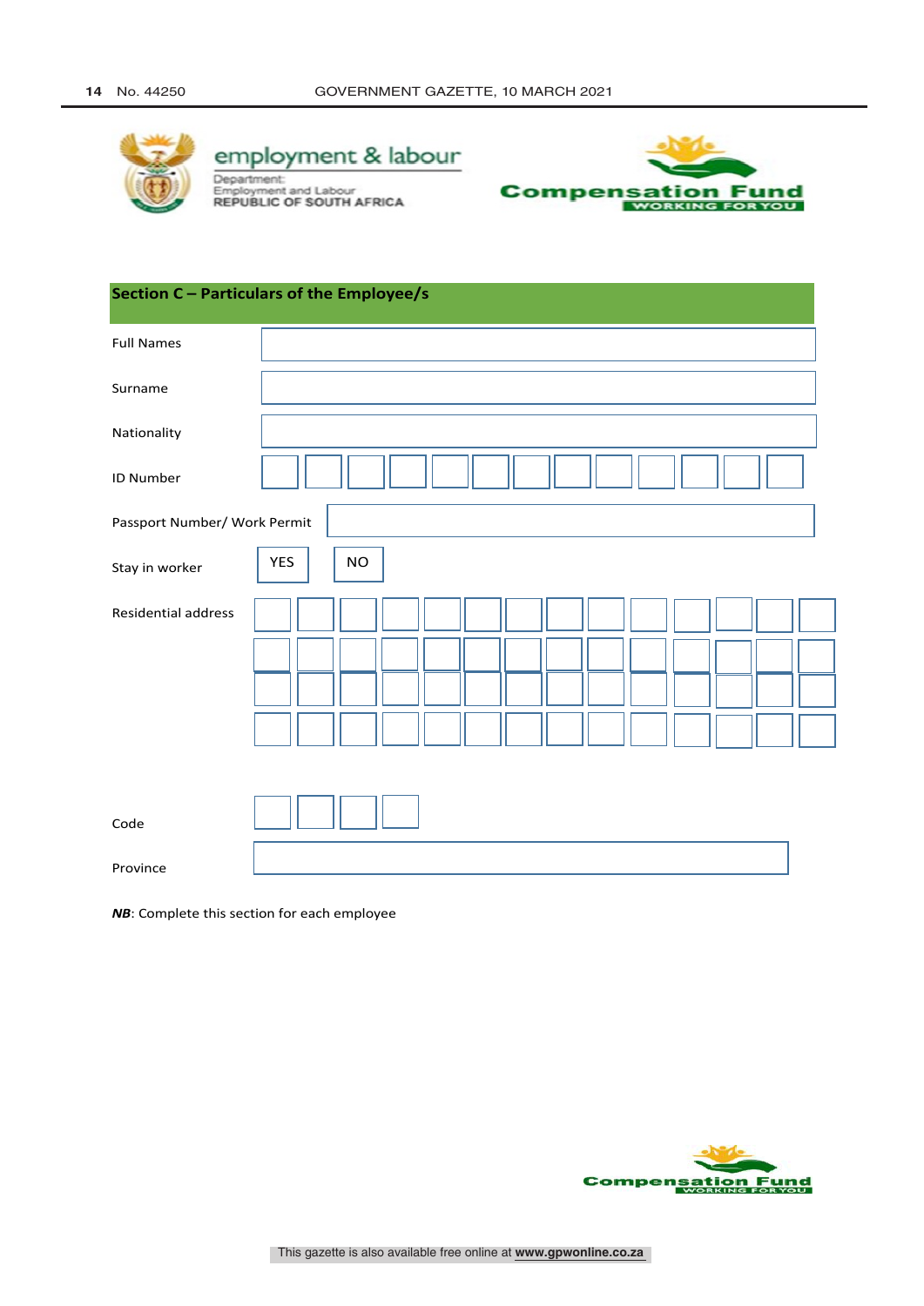employment & labour

Department:
Employment and Labour
REPUBLIC OF SOUTH AFRICA

Compensation Fund
WORKING FOR YOU

## Section C – Particulars of the Employee/s

| | |
|---|---|
| Full Names | |
| Surname | |
| Nationality | |
| ID Number | |
| Passport Number/ Work Permit | |
| Stay in worker | YES / NO |
| Residential address | |
| Code | |
| Province | |

***NB***: Complete this section for each employee

Compensation Fund
WORKING FOR YOU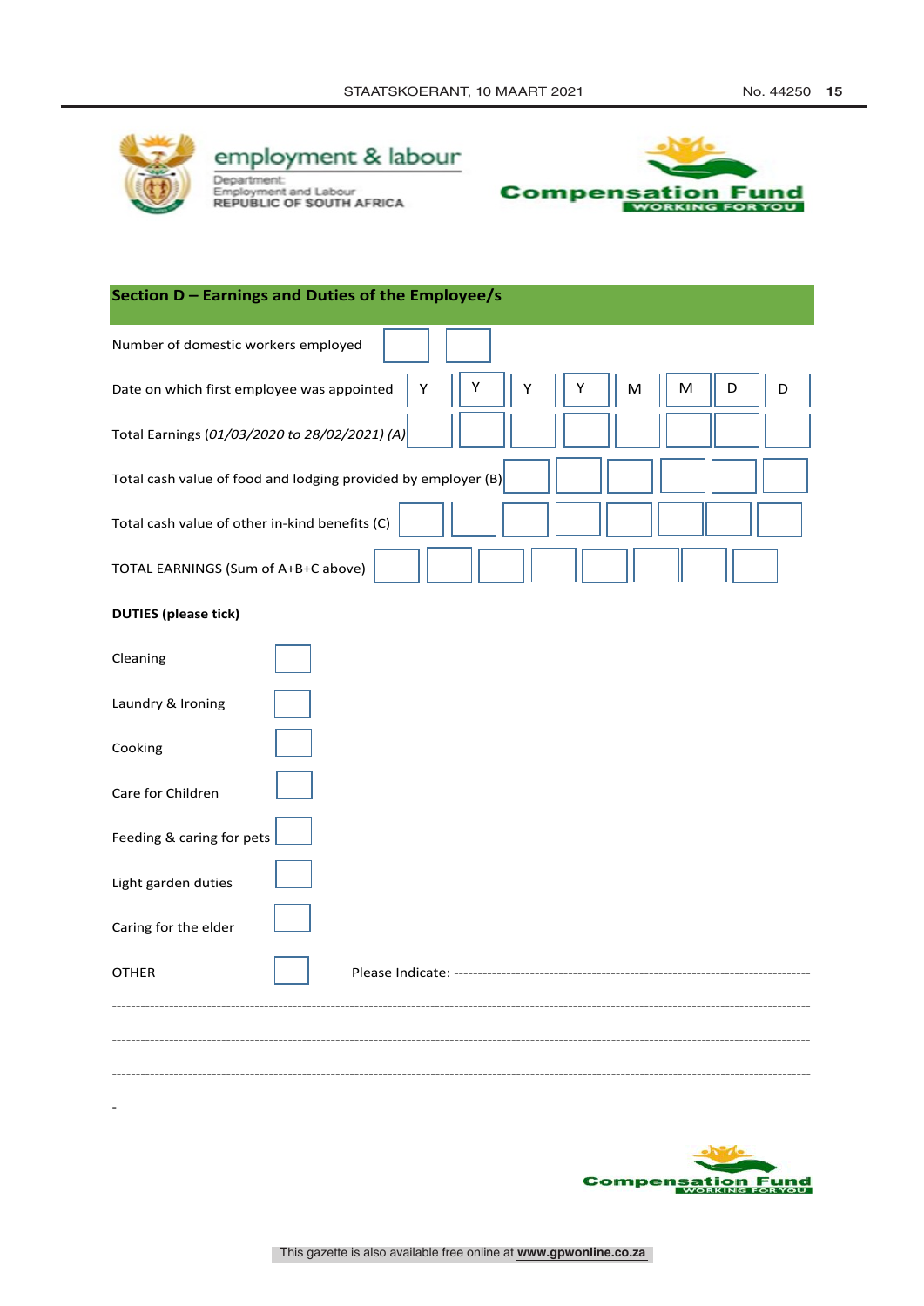employment & labour

Department:
Employment and Labour
REPUBLIC OF SOUTH AFRICA

Compensation Fund
WORKING FOR YOU

## Section D – Earnings and Duties of the Employee/s

Number of domestic workers employed

Date on which first employee was appointed | Y | Y | Y | Y | M | M | D | D |

Total Earnings (*01/03/2020 to 28/02/2021) (A)*

Total cash value of food and lodging provided by employer (B)

Total cash value of other in-kind benefits (C)

TOTAL EARNINGS (Sum of A+B+C above)

**DUTIES (please tick)**

Cleaning

Laundry & Ironing

Cooking

Care for Children

Feeding & caring for pets

Light garden duties

Caring for the elder

OTHER

Please Indicate: ------------------------------------------------------------------------

-----------------------------------------------------------------------------------------------------------

-----------------------------------------------------------------------------------------------------------

-----------------------------------------------------------------------------------------------------------

-

Compensation Fund
WORKING FOR YOU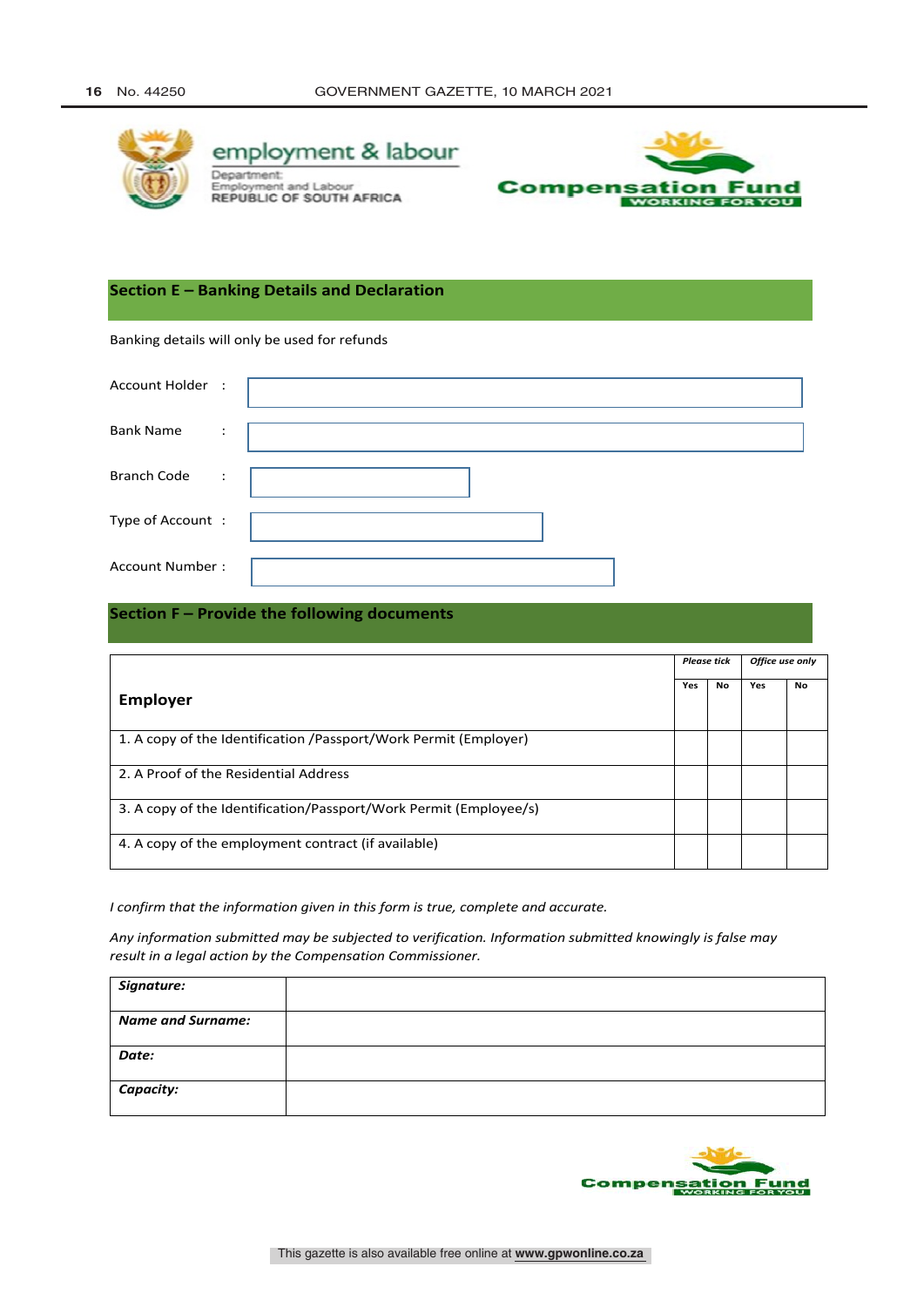employment & labour

Department:
Employment and Labour
REPUBLIC OF SOUTH AFRICA

Compensation Fund
WORKING FOR YOU

## Section E – Banking Details and Declaration

Banking details will only be used for refunds

Account Holder :

Bank Name :

Branch Code :

Type of Account :

Account Number :

## Section F – Provide the following documents

| Employer | *Please tick* | | *Office use only* | |
|---|---|---|---|---|
| | Yes | No | Yes | No |
| 1. A copy of the Identification /Passport/Work Permit (Employer) | | | | |
| 2. A Proof of the Residential Address | | | | |
| 3. A copy of the Identification/Passport/Work Permit (Employee/s) | | | | |
| 4. A copy of the employment contract (if available) | | | | |

*I confirm that the information given in this form is true, complete and accurate.*

*Any information submitted may be subjected to verification. Information submitted knowingly is false may result in a legal action by the Compensation Commissioner.*

| | |
|---|---|
| ***Signature:*** | |
| ***Name and Surname:*** | |
| ***Date:*** | |
| ***Capacity:*** | |

Compensation Fund
WORKING FOR YOU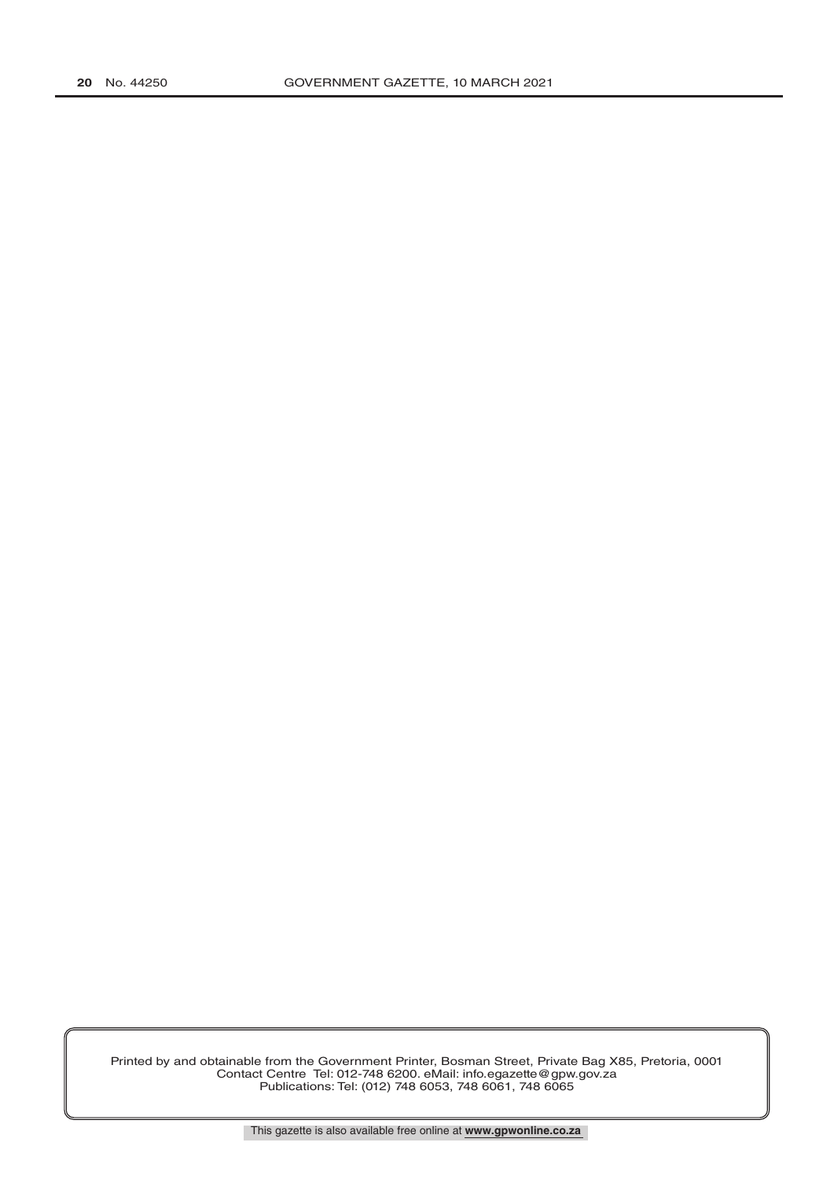Printed by and obtainable from the Government Printer, Bosman Street, Private Bag X85, Pretoria, 0001
Contact Centre Tel: 012-748 6200. eMail: info.egazette@gpw.gov.za
Publications: Tel: (012) 748 6053, 748 6061, 748 6065

This gazette is also available free online at **www.gpwonline.co.za**